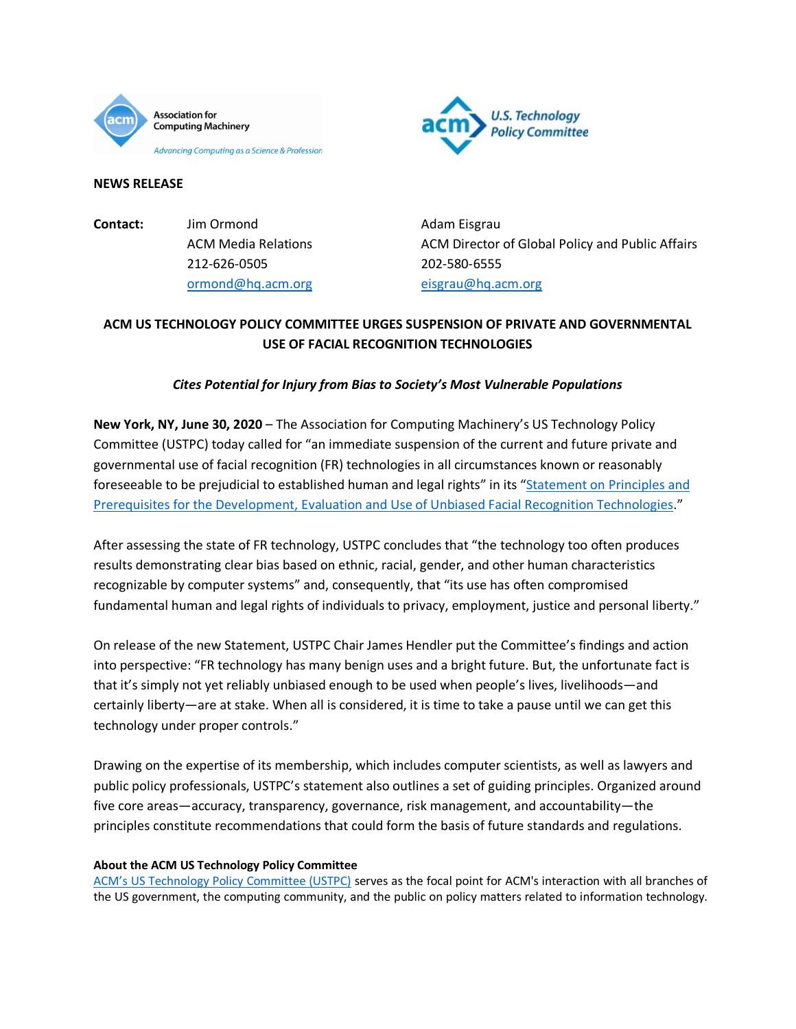Association for Computing Machinery
*Advancing Computing as a Science & Profession*

U.S. Technology Policy Committee

**NEWS RELEASE**

**Contact:**

Jim Ormond
ACM Media Relations
212-626-0505
ormond@hq.acm.org

Adam Eisgrau
ACM Director of Global Policy and Public Affairs
202-580-6555
eisgrau@hq.acm.org

# ACM US TECHNOLOGY POLICY COMMITTEE URGES SUSPENSION OF PRIVATE AND GOVERNMENTAL USE OF FACIAL RECOGNITION TECHNOLOGIES

***Cites Potential for Injury from Bias to Society's Most Vulnerable Populations***

**New York, NY, June 30, 2020** – The Association for Computing Machinery's US Technology Policy Committee (USTPC) today called for "an immediate suspension of the current and future private and governmental use of facial recognition (FR) technologies in all circumstances known or reasonably foreseeable to be prejudicial to established human and legal rights" in its "Statement on Principles and Prerequisites for the Development, Evaluation and Use of Unbiased Facial Recognition Technologies."

After assessing the state of FR technology, USTPC concludes that "the technology too often produces results demonstrating clear bias based on ethnic, racial, gender, and other human characteristics recognizable by computer systems" and, consequently, that "its use has often compromised fundamental human and legal rights of individuals to privacy, employment, justice and personal liberty."

On release of the new Statement, USTPC Chair James Hendler put the Committee's findings and action into perspective: "FR technology has many benign uses and a bright future. But, the unfortunate fact is that it's simply not yet reliably unbiased enough to be used when people's lives, livelihoods—and certainly liberty—are at stake. When all is considered, it is time to take a pause until we can get this technology under proper controls."

Drawing on the expertise of its membership, which includes computer scientists, as well as lawyers and public policy professionals, USTPC's statement also outlines a set of guiding principles. Organized around five core areas—accuracy, transparency, governance, risk management, and accountability—the principles constitute recommendations that could form the basis of future standards and regulations.

**About the ACM US Technology Policy Committee**

ACM's US Technology Policy Committee (USTPC) serves as the focal point for ACM's interaction with all branches of the US government, the computing community, and the public on policy matters related to information technology.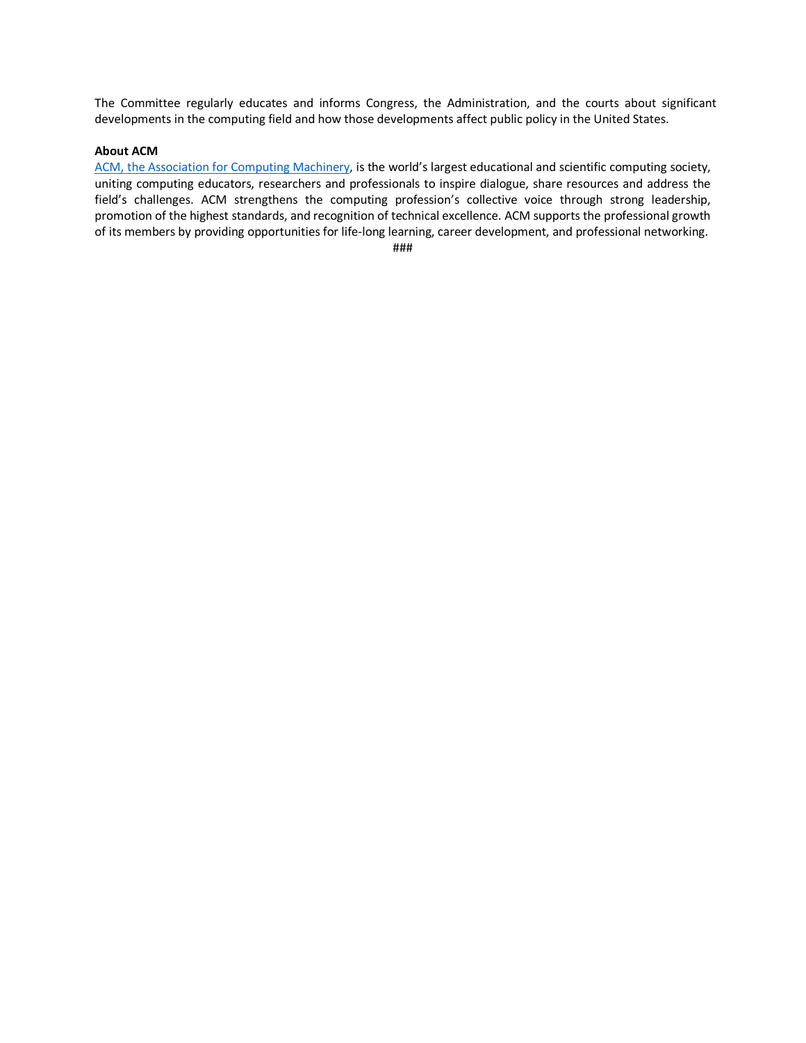The Committee regularly educates and informs Congress, the Administration, and the courts about significant developments in the computing field and how those developments affect public policy in the United States.

**About ACM**

ACM, the Association for Computing Machinery, is the world's largest educational and scientific computing society, uniting computing educators, researchers and professionals to inspire dialogue, share resources and address the field's challenges. ACM strengthens the computing profession's collective voice through strong leadership, promotion of the highest standards, and recognition of technical excellence. ACM supports the professional growth of its members by providing opportunities for life-long learning, career development, and professional networking.

###